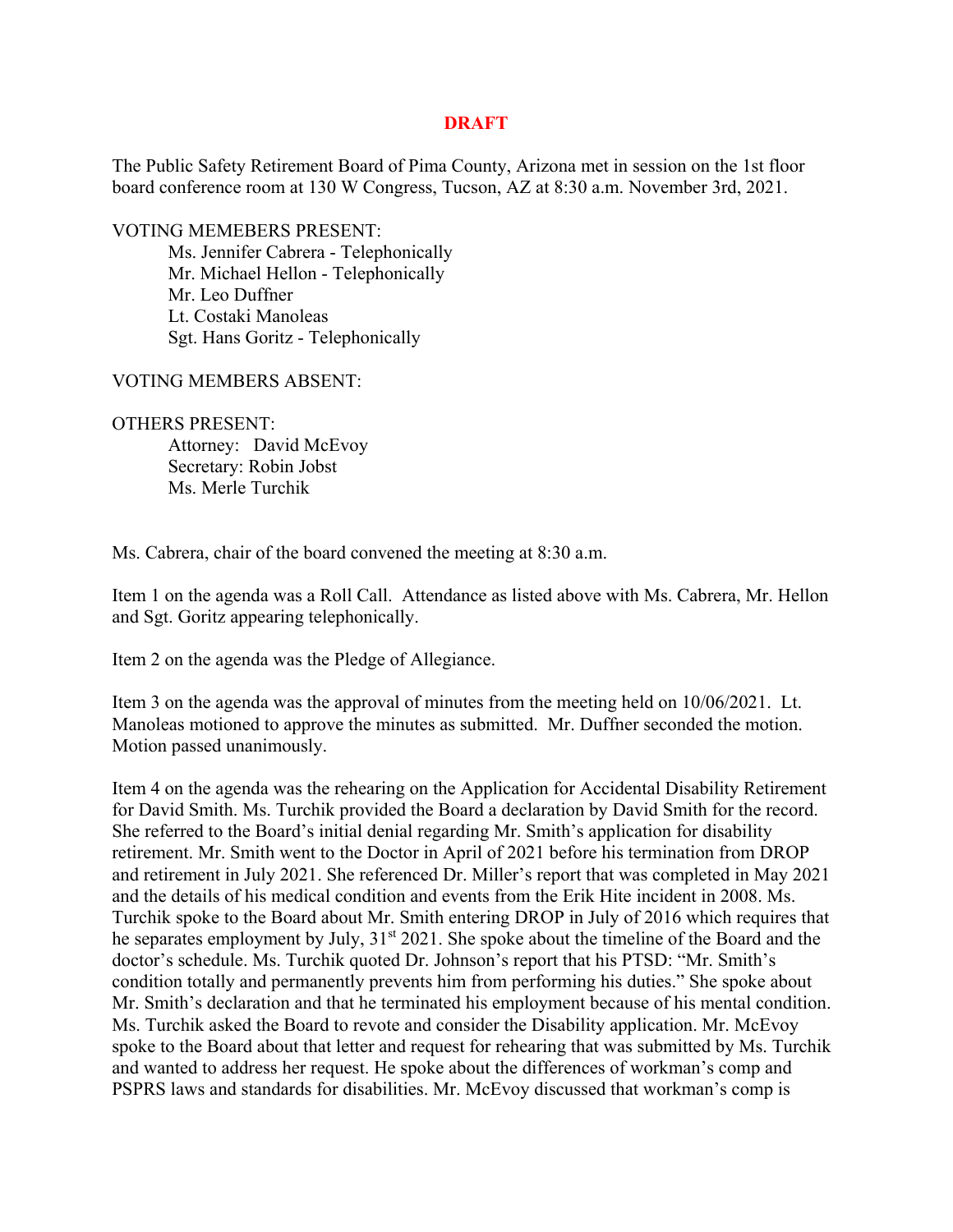**DRAFT**

The Public Safety Retirement Board of Pima County, Arizona met in session on the 1st floor board conference room at 130 W Congress, Tucson, AZ at 8:30 a.m. November 3rd, 2021.

VOTING MEMEBERS PRESENT:

Ms. Jennifer Cabrera - Telephonically
Mr. Michael Hellon - Telephonically
Mr. Leo Duffner
Lt. Costaki Manoleas
Sgt. Hans Goritz - Telephonically

VOTING MEMBERS ABSENT:

OTHERS PRESENT:

Attorney: David McEvoy
Secretary: Robin Jobst
Ms. Merle Turchik

Ms. Cabrera, chair of the board convened the meeting at 8:30 a.m.

Item 1 on the agenda was a Roll Call. Attendance as listed above with Ms. Cabrera, Mr. Hellon and Sgt. Goritz appearing telephonically.

Item 2 on the agenda was the Pledge of Allegiance.

Item 3 on the agenda was the approval of minutes from the meeting held on 10/06/2021. Lt. Manoleas motioned to approve the minutes as submitted. Mr. Duffner seconded the motion. Motion passed unanimously.

Item 4 on the agenda was the rehearing on the Application for Accidental Disability Retirement for David Smith. Ms. Turchik provided the Board a declaration by David Smith for the record. She referred to the Board's initial denial regarding Mr. Smith's application for disability retirement. Mr. Smith went to the Doctor in April of 2021 before his termination from DROP and retirement in July 2021. She referenced Dr. Miller's report that was completed in May 2021 and the details of his medical condition and events from the Erik Hite incident in 2008. Ms. Turchik spoke to the Board about Mr. Smith entering DROP in July of 2016 which requires that he separates employment by July, 31st 2021. She spoke about the timeline of the Board and the doctor's schedule. Ms. Turchik quoted Dr. Johnson's report that his PTSD: "Mr. Smith's condition totally and permanently prevents him from performing his duties." She spoke about Mr. Smith's declaration and that he terminated his employment because of his mental condition. Ms. Turchik asked the Board to revote and consider the Disability application. Mr. McEvoy spoke to the Board about that letter and request for rehearing that was submitted by Ms. Turchik and wanted to address her request. He spoke about the differences of workman's comp and PSPRS laws and standards for disabilities. Mr. McEvoy discussed that workman's comp is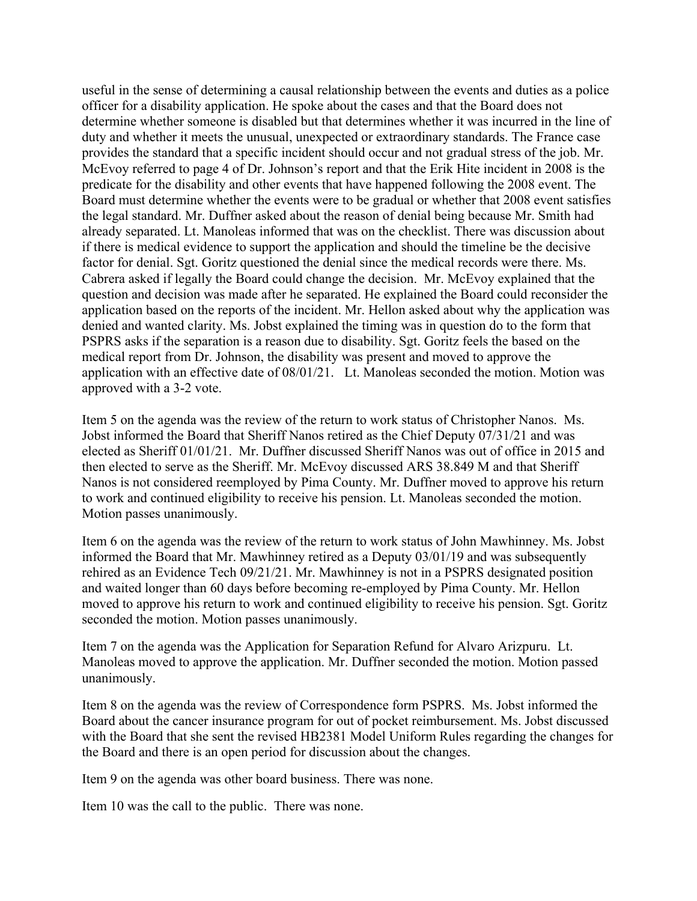useful in the sense of determining a causal relationship between the events and duties as a police officer for a disability application. He spoke about the cases and that the Board does not determine whether someone is disabled but that determines whether it was incurred in the line of duty and whether it meets the unusual, unexpected or extraordinary standards. The France case provides the standard that a specific incident should occur and not gradual stress of the job. Mr. McEvoy referred to page 4 of Dr. Johnson's report and that the Erik Hite incident in 2008 is the predicate for the disability and other events that have happened following the 2008 event. The Board must determine whether the events were to be gradual or whether that 2008 event satisfies the legal standard. Mr. Duffner asked about the reason of denial being because Mr. Smith had already separated. Lt. Manoleas informed that was on the checklist. There was discussion about if there is medical evidence to support the application and should the timeline be the decisive factor for denial. Sgt. Goritz questioned the denial since the medical records were there. Ms. Cabrera asked if legally the Board could change the decision. Mr. McEvoy explained that the question and decision was made after he separated. He explained the Board could reconsider the application based on the reports of the incident. Mr. Hellon asked about why the application was denied and wanted clarity. Ms. Jobst explained the timing was in question do to the form that PSPRS asks if the separation is a reason due to disability. Sgt. Goritz feels the based on the medical report from Dr. Johnson, the disability was present and moved to approve the application with an effective date of 08/01/21. Lt. Manoleas seconded the motion. Motion was approved with a 3-2 vote.

Item 5 on the agenda was the review of the return to work status of Christopher Nanos. Ms. Jobst informed the Board that Sheriff Nanos retired as the Chief Deputy 07/31/21 and was elected as Sheriff 01/01/21. Mr. Duffner discussed Sheriff Nanos was out of office in 2015 and then elected to serve as the Sheriff. Mr. McEvoy discussed ARS 38.849 M and that Sheriff Nanos is not considered reemployed by Pima County. Mr. Duffner moved to approve his return to work and continued eligibility to receive his pension. Lt. Manoleas seconded the motion. Motion passes unanimously.

Item 6 on the agenda was the review of the return to work status of John Mawhinney. Ms. Jobst informed the Board that Mr. Mawhinney retired as a Deputy 03/01/19 and was subsequently rehired as an Evidence Tech 09/21/21. Mr. Mawhinney is not in a PSPRS designated position and waited longer than 60 days before becoming re-employed by Pima County. Mr. Hellon moved to approve his return to work and continued eligibility to receive his pension. Sgt. Goritz seconded the motion. Motion passes unanimously.

Item 7 on the agenda was the Application for Separation Refund for Alvaro Arizpuru. Lt. Manoleas moved to approve the application. Mr. Duffner seconded the motion. Motion passed unanimously.

Item 8 on the agenda was the review of Correspondence form PSPRS. Ms. Jobst informed the Board about the cancer insurance program for out of pocket reimbursement. Ms. Jobst discussed with the Board that she sent the revised HB2381 Model Uniform Rules regarding the changes for the Board and there is an open period for discussion about the changes.

Item 9 on the agenda was other board business. There was none.

Item 10 was the call to the public. There was none.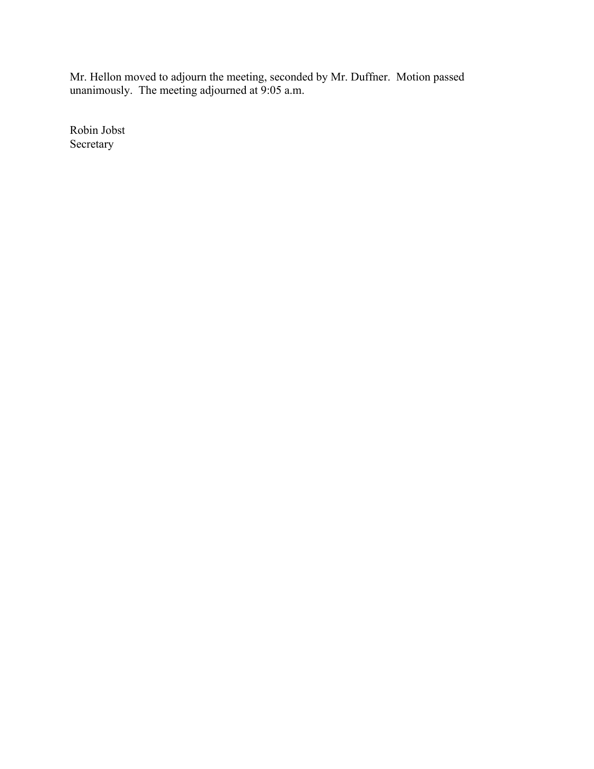Mr. Hellon moved to adjourn the meeting, seconded by Mr. Duffner. Motion passed unanimously. The meeting adjourned at 9:05 a.m.

Robin Jobst
Secretary